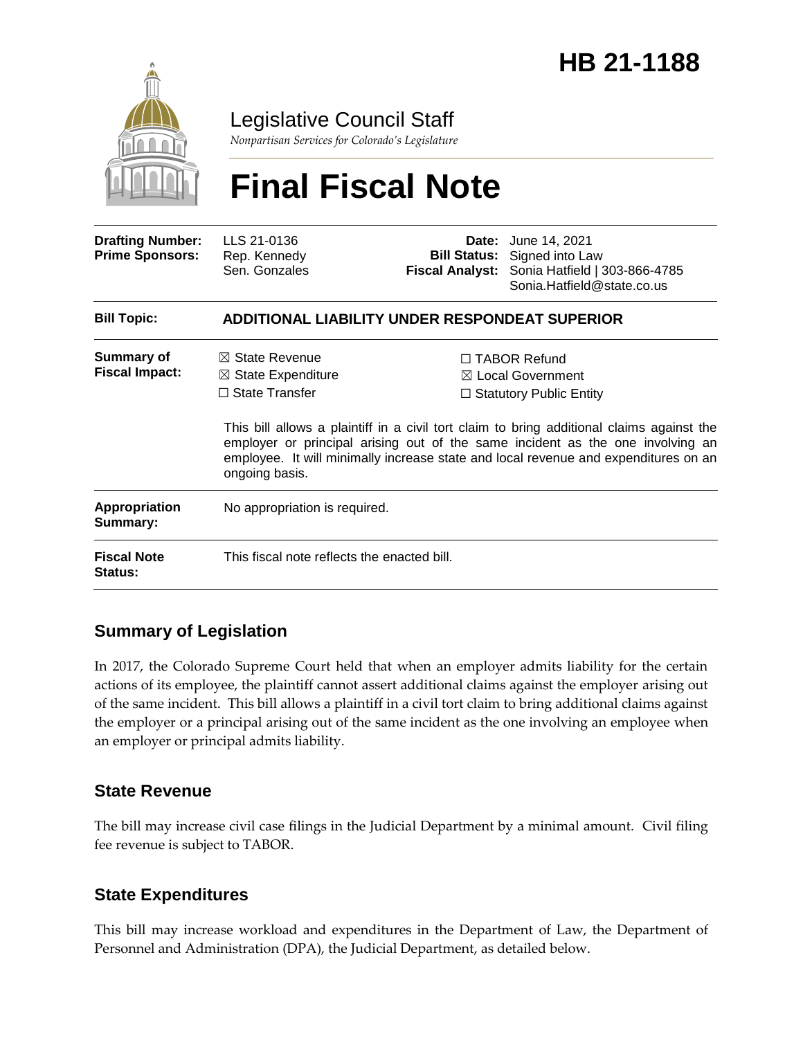# HB 21-1188

Legislative Council Staff

*Nonpartisan Services for Colorado's Legislature*

# Final Fiscal Note

| | | | |
|---|---|---|---|
| **Drafting Number:** | LLS 21-0136 | **Date:** | June 14, 2021 |
| **Prime Sponsors:** | Rep. Kennedy<br>Sen. Gonzales | **Bill Status:** | Signed into Law |
| | | **Fiscal Analyst:** | Sonia Hatfield \| 303-866-4785<br>Sonia.Hatfield@state.co.us |

| | |
|---|---|
| **Bill Topic:** | **ADDITIONAL LIABILITY UNDER RESPONDEAT SUPERIOR** |
| **Summary of Fiscal Impact:** | ☒ State Revenue ☐ TABOR Refund<br>☒ State Expenditure ☒ Local Government<br>☐ State Transfer ☐ Statutory Public Entity<br><br>This bill allows a plaintiff in a civil tort claim to bring additional claims against the employer or principal arising out of the same incident as the one involving an employee. It will minimally increase state and local revenue and expenditures on an ongoing basis. |
| **Appropriation Summary:** | No appropriation is required. |
| **Fiscal Note Status:** | This fiscal note reflects the enacted bill. |

## Summary of Legislation

In 2017, the Colorado Supreme Court held that when an employer admits liability for the certain actions of its employee, the plaintiff cannot assert additional claims against the employer arising out of the same incident. This bill allows a plaintiff in a civil tort claim to bring additional claims against the employer or a principal arising out of the same incident as the one involving an employee when an employer or principal admits liability.

## State Revenue

The bill may increase civil case filings in the Judicial Department by a minimal amount. Civil filing fee revenue is subject to TABOR.

## State Expenditures

This bill may increase workload and expenditures in the Department of Law, the Department of Personnel and Administration (DPA), the Judicial Department, as detailed below.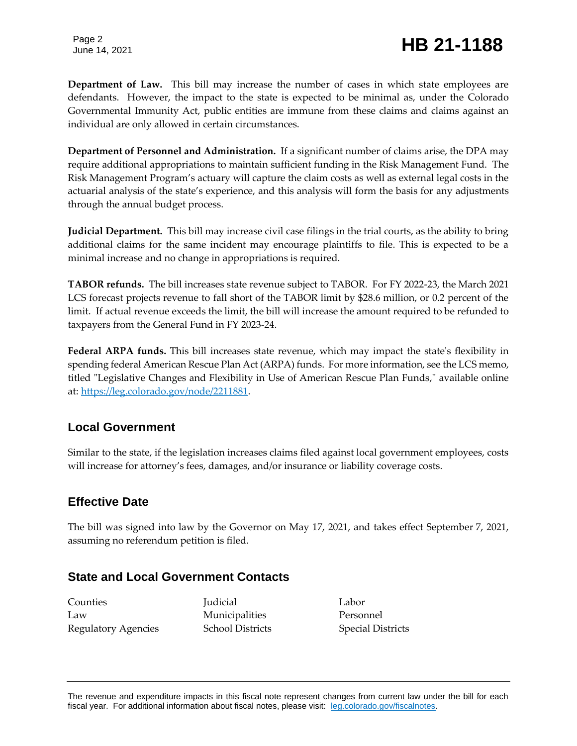**Department of Law.** This bill may increase the number of cases in which state employees are defendants. However, the impact to the state is expected to be minimal as, under the Colorado Governmental Immunity Act, public entities are immune from these claims and claims against an individual are only allowed in certain circumstances.

**Department of Personnel and Administration.** If a significant number of claims arise, the DPA may require additional appropriations to maintain sufficient funding in the Risk Management Fund. The Risk Management Program's actuary will capture the claim costs as well as external legal costs in the actuarial analysis of the state's experience, and this analysis will form the basis for any adjustments through the annual budget process.

**Judicial Department.** This bill may increase civil case filings in the trial courts, as the ability to bring additional claims for the same incident may encourage plaintiffs to file. This is expected to be a minimal increase and no change in appropriations is required.

**TABOR refunds.** The bill increases state revenue subject to TABOR. For FY 2022-23, the March 2021 LCS forecast projects revenue to fall short of the TABOR limit by $28.6 million, or 0.2 percent of the limit. If actual revenue exceeds the limit, the bill will increase the amount required to be refunded to taxpayers from the General Fund in FY 2023-24.

**Federal ARPA funds.** This bill increases state revenue, which may impact the state's flexibility in spending federal American Rescue Plan Act (ARPA) funds. For more information, see the LCS memo, titled "Legislative Changes and Flexibility in Use of American Rescue Plan Funds," available online at: https://leg.colorado.gov/node/2211881.

## Local Government

Similar to the state, if the legislation increases claims filed against local government employees, costs will increase for attorney's fees, damages, and/or insurance or liability coverage costs.

## Effective Date

The bill was signed into law by the Governor on May 17, 2021, and takes effect September 7, 2021, assuming no referendum petition is filed.

## State and Local Government Contacts

| | | |
|---|---|---|
| Counties | Judicial | Labor |
| Law | Municipalities | Personnel |
| Regulatory Agencies | School Districts | Special Districts |

The revenue and expenditure impacts in this fiscal note represent changes from current law under the bill for each fiscal year. For additional information about fiscal notes, please visit: leg.colorado.gov/fiscalnotes.